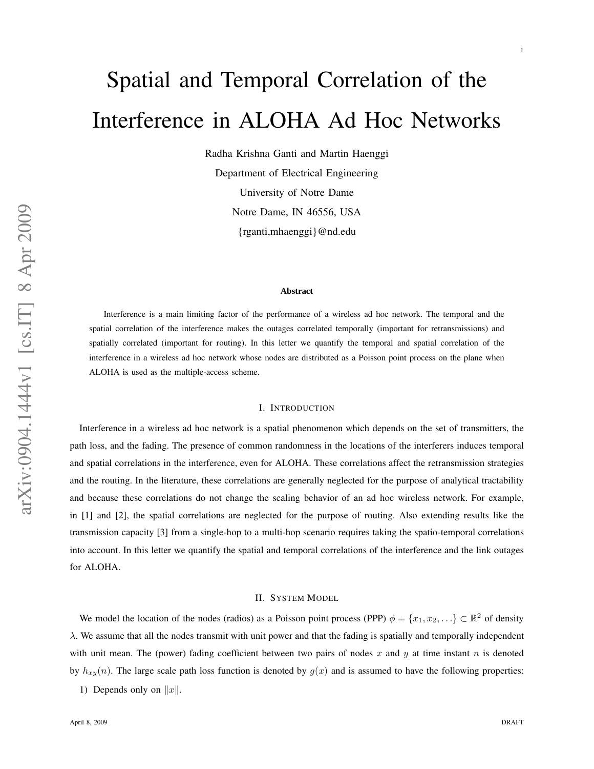# Spatial and Temporal Correlation of the Interference in ALOHA Ad Hoc Networks

Radha Krishna Ganti and Martin Haenggi

Department of Electrical Engineering

University of Notre Dame

Notre Dame, IN 46556, USA

{rganti,mhaenggi}@nd.edu

**Abstract**

Interference is a main limiting factor of the performance of a wireless ad hoc network. The temporal and the spatial correlation of the interference makes the outages correlated temporally (important for retransmissions) and spatially correlated (important for routing). In this letter we quantify the temporal and spatial correlation of the interference in a wireless ad hoc network whose nodes are distributed as a Poisson point process on the plane when ALOHA is used as the multiple-access scheme.

## I. Introduction

Interference in a wireless ad hoc network is a spatial phenomenon which depends on the set of transmitters, the path loss, and the fading. The presence of common randomness in the locations of the interferers induces temporal and spatial correlations in the interference, even for ALOHA. These correlations affect the retransmission strategies and the routing. In the literature, these correlations are generally neglected for the purpose of analytical tractability and because these correlations do not change the scaling behavior of an ad hoc wireless network. For example, in [1] and [2], the spatial correlations are neglected for the purpose of routing. Also extending results like the transmission capacity [3] from a single-hop to a multi-hop scenario requires taking the spatio-temporal correlations into account. In this letter we quantify the spatial and temporal correlations of the interference and the link outages for ALOHA.

## II. System Model

We model the location of the nodes (radios) as a Poisson point process (PPP) $\phi = \{x_1, x_2, \ldots\} \subset \mathbb{R}^2$ of density $\lambda$. We assume that all the nodes transmit with unit power and that the fading is spatially and temporally independent with unit mean. The (power) fading coefficient between two pairs of nodes $x$ and $y$ at time instant $n$ is denoted by $h_{xy}(n)$. The large scale path loss function is denoted by $g(x)$ and is assumed to have the following properties:

1) Depends only on $\|x\|$.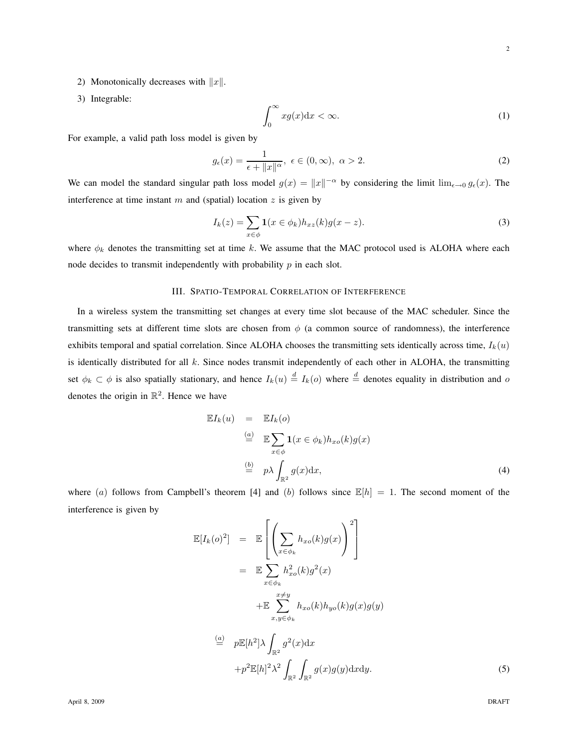2) Monotonically decreases with $\|x\|$.
3) Integrable:

$$\int_0^\infty x g(x) \mathrm{d}x < \infty. \tag{1}$$

For example, a valid path loss model is given by

$$g_\epsilon(x) = \frac{1}{\epsilon + \|x\|^\alpha},\ \epsilon \in (0, \infty),\ \alpha > 2. \tag{2}$$

We can model the standard singular path loss model $g(x) = \|x\|^{-\alpha}$ by considering the limit $\lim_{\epsilon \to 0} g_\epsilon(x)$. The interference at time instant $m$ and (spatial) location $z$ is given by

$$I_k(z) = \sum_{x \in \phi} \mathbf{1}(x \in \phi_k) h_{xz}(k) g(x - z). \tag{3}$$

where $\phi_k$ denotes the transmitting set at time $k$. We assume that the MAC protocol used is ALOHA where each node decides to transmit independently with probability $p$ in each slot.

## III. Spatio-Temporal Correlation of Interference

In a wireless system the transmitting set changes at every time slot because of the MAC scheduler. Since the transmitting sets at different time slots are chosen from $\phi$ (a common source of randomness), the interference exhibits temporal and spatial correlation. Since ALOHA chooses the transmitting sets identically across time, $I_k(u)$ is identically distributed for all $k$. Since nodes transmit independently of each other in ALOHA, the transmitting set $\phi_k \subset \phi$ is also spatially stationary, and hence $I_k(u) \stackrel{d}{=} I_k(o)$ where $\stackrel{d}{=}$ denotes equality in distribution and $o$ denotes the origin in $\mathbb{R}^2$. Hence we have

$$\begin{aligned}
\mathbb{E} I_k(u) &= \mathbb{E} I_k(o) \\
&\stackrel{(a)}{=} \mathbb{E} \sum_{x \in \phi} \mathbf{1}(x \in \phi_k) h_{xo}(k) g(x) \\
&\stackrel{(b)}{=} p\lambda \int_{\mathbb{R}^2} g(x) \mathrm{d}x,
\end{aligned} \tag{4}$$

where $(a)$ follows from Campbell's theorem [4] and $(b)$ follows since $\mathbb{E}[h] = 1$. The second moment of the interference is given by

$$\begin{aligned}
\mathbb{E}[I_k(o)^2] &= \mathbb{E}\left[\left(\sum_{x \in \phi_k} h_{xo}(k) g(x)\right)^2\right] \\
&= \mathbb{E} \sum_{x \in \phi_k} h_{xo}^2(k) g^2(x) \\
&\quad + \mathbb{E} \sum_{x, y \in \phi_k}^{x \neq y} h_{xo}(k) h_{yo}(k) g(x) g(y) \\
&\stackrel{(a)}{=} p\mathbb{E}[h^2]\lambda \int_{\mathbb{R}^2} g^2(x) \mathrm{d}x \\
&\quad + p^2 \mathbb{E}[h]^2 \lambda^2 \int_{\mathbb{R}^2} \int_{\mathbb{R}^2} g(x) g(y) \mathrm{d}x \mathrm{d}y.
\end{aligned} \tag{5}$$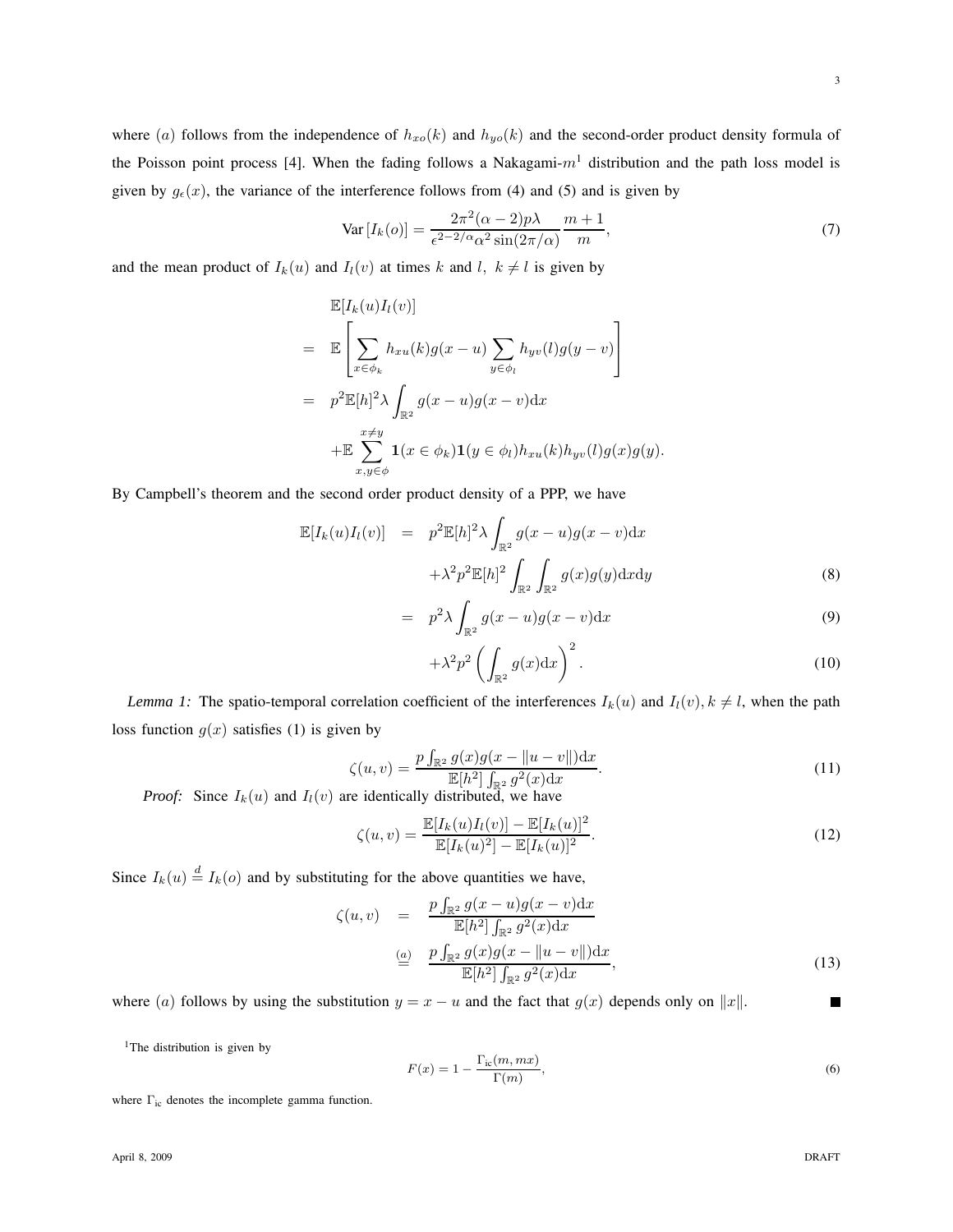where $(a)$ follows from the independence of $h_{xo}(k)$ and $h_{yo}(k)$ and the second-order product density formula of the Poisson point process [4]. When the fading follows a Nakagami-$m$[1] distribution and the path loss model is given by $g_\epsilon(x)$, the variance of the interference follows from (4) and (5) and is given by

$$\mathrm{Var}\left[I_k(o)\right] = \frac{2\pi^2(\alpha-2)p\lambda}{\epsilon^{2-2/\alpha}\alpha^2\sin(2\pi/\alpha)}\frac{m+1}{m}, \tag{7}$$

and the mean product of $I_k(u)$ and $I_l(v)$ at times $k$ and $l,\ k \neq l$ is given by

$$\begin{aligned}
&\mathbb{E}[I_k(u)I_l(v)] \\
=\ &\mathbb{E}\left[\sum_{x\in\phi_k} h_{xu}(k)g(x-u)\sum_{y\in\phi_l} h_{yv}(l)g(y-v)\right] \\
=\ &p^2\mathbb{E}[h]^2\lambda\int_{\mathbb{R}^2} g(x-u)g(x-v)\mathrm{d}x \\
&+\mathbb{E}\sum_{x,y\in\phi}^{x\neq y}\mathbf{1}(x\in\phi_k)\mathbf{1}(y\in\phi_l)h_{xu}(k)h_{yv}(l)g(x)g(y).
\end{aligned}$$

By Campbell's theorem and the second order product density of a PPP, we have

$$\begin{aligned}
\mathbb{E}[I_k(u)I_l(v)] &= p^2\mathbb{E}[h]^2\lambda\int_{\mathbb{R}^2} g(x-u)g(x-v)\mathrm{d}x \\
&\quad+\lambda^2p^2\mathbb{E}[h]^2\int_{\mathbb{R}^2}\int_{\mathbb{R}^2} g(x)g(y)\mathrm{d}x\mathrm{d}y & (8)\\
&= p^2\lambda\int_{\mathbb{R}^2} g(x-u)g(x-v)\mathrm{d}x & (9)\\
&\quad+\lambda^2p^2\left(\int_{\mathbb{R}^2} g(x)\mathrm{d}x\right)^2. & (10)
\end{aligned}$$

*Lemma 1:* The spatio-temporal correlation coefficient of the interferences $I_k(u)$ and $I_l(v), k \neq l$, when the path loss function $g(x)$ satisfies (1) is given by

$$\zeta(u,v) = \frac{p\int_{\mathbb{R}^2} g(x)g(x-\|u-v\|)\mathrm{d}x}{\mathbb{E}[h^2]\int_{\mathbb{R}^2} g^2(x)\mathrm{d}x}. \tag{11}$$

*Proof:* Since $I_k(u)$ and $I_l(v)$ are identically distributed, we have

$$\zeta(u,v) = \frac{\mathbb{E}[I_k(u)I_l(v)] - \mathbb{E}[I_k(u)]^2}{\mathbb{E}[I_k(u)^2] - \mathbb{E}[I_k(u)]^2}. \tag{12}$$

Since $I_k(u) \stackrel{d}{=} I_k(o)$ and by substituting for the above quantities we have,

$$\begin{aligned}
\zeta(u,v) &= \frac{p\int_{\mathbb{R}^2} g(x-u)g(x-v)\mathrm{d}x}{\mathbb{E}[h^2]\int_{\mathbb{R}^2} g^2(x)\mathrm{d}x} \\
&\stackrel{(a)}{=} \frac{p\int_{\mathbb{R}^2} g(x)g(x-\|u-v\|)\mathrm{d}x}{\mathbb{E}[h^2]\int_{\mathbb{R}^2} g^2(x)\mathrm{d}x}, & (13)
\end{aligned}$$

where $(a)$ follows by using the substitution $y = x - u$ and the fact that $g(x)$ depends only on $\|x\|$. ∎

[1] The distribution is given by

$$F(x) = 1 - \frac{\Gamma_{\text{ic}}(m, mx)}{\Gamma(m)}, \tag{6}$$

where $\Gamma_{\text{ic}}$ denotes the incomplete gamma function.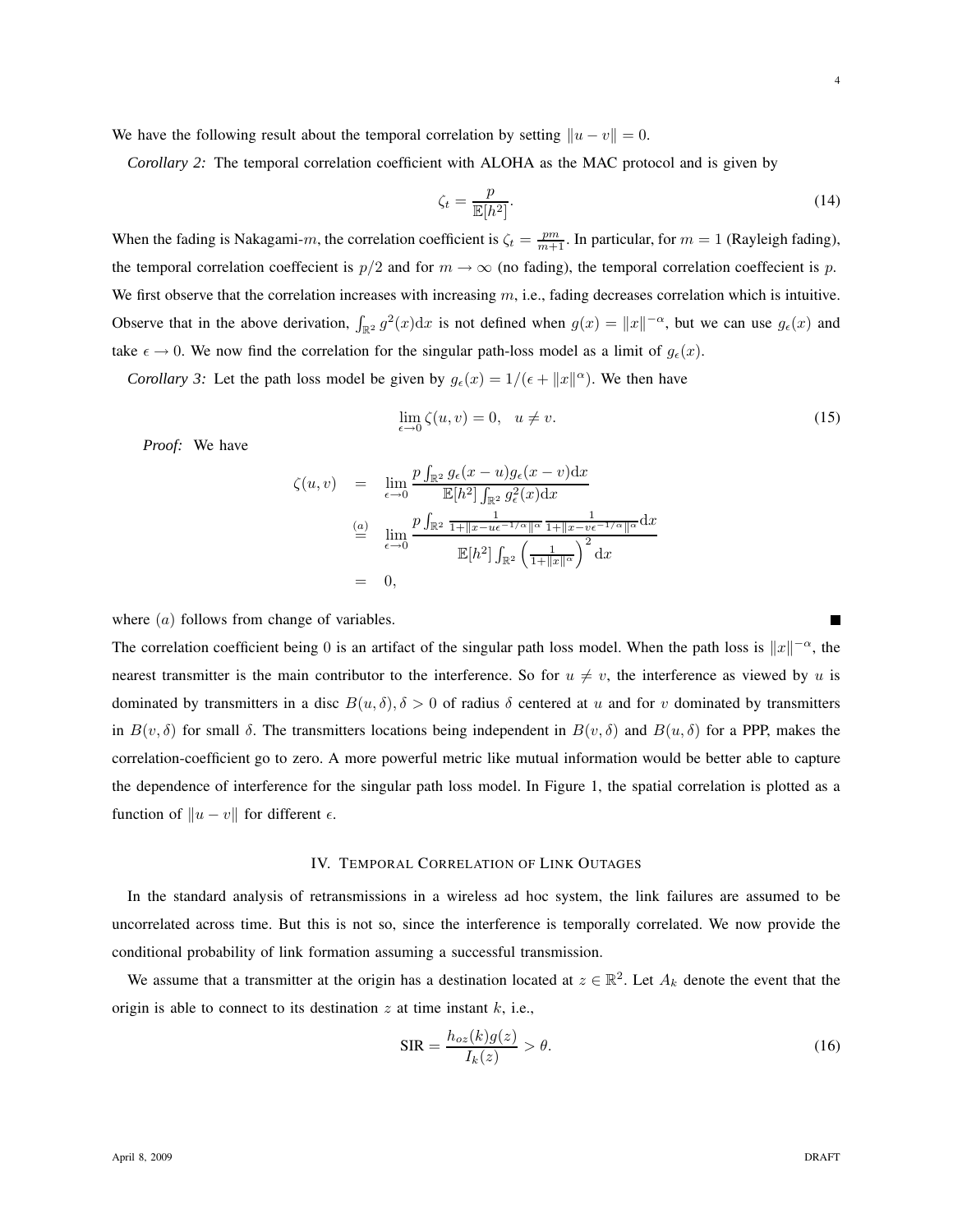We have the following result about the temporal correlation by setting $\|u-v\| = 0$.

*Corollary 2:* The temporal correlation coefficient with ALOHA as the MAC protocol and is given by

$$\zeta_t = \frac{p}{\mathbb{E}[h^2]}. \tag{14}$$

When the fading is Nakagami-$m$, the correlation coefficient is $\zeta_t = \frac{pm}{m+1}$. In particular, for $m = 1$ (Rayleigh fading), the temporal correlation coeffecient is $p/2$ and for $m \to \infty$ (no fading), the temporal correlation coeffecient is $p$. We first observe that the correlation increases with increasing $m$, i.e., fading decreases correlation which is intuitive. Observe that in the above derivation, $\int_{\mathbb{R}^2} g^2(x)\mathrm{d}x$ is not defined when $g(x) = \|x\|^{-\alpha}$, but we can use $g_\epsilon(x)$ and take $\epsilon \to 0$. We now find the correlation for the singular path-loss model as a limit of $g_\epsilon(x)$.

*Corollary 3:* Let the path loss model be given by $g_\epsilon(x) = 1/(\epsilon + \|x\|^\alpha)$. We then have

$$\lim_{\epsilon \to 0} \zeta(u,v) = 0, \quad u \neq v. \tag{15}$$

*Proof:* We have

$$\begin{aligned}
\zeta(u,v) &= \lim_{\epsilon \to 0} \frac{p\int_{\mathbb{R}^2} g_\epsilon(x-u) g_\epsilon(x-v)\mathrm{d}x}{\mathbb{E}[h^2]\int_{\mathbb{R}^2} g_\epsilon^2(x)\mathrm{d}x} \\
&\stackrel{(a)}{=} \lim_{\epsilon \to 0} \frac{p\int_{\mathbb{R}^2} \frac{1}{1+\|x-u\epsilon^{-1/\alpha}\|^\alpha} \frac{1}{1+\|x-v\epsilon^{-1/\alpha}\|^\alpha}\mathrm{d}x}{\mathbb{E}[h^2]\int_{\mathbb{R}^2}\left(\frac{1}{1+\|x\|^\alpha}\right)^2\mathrm{d}x} \\
&= 0,
\end{aligned}$$

where $(a)$ follows from change of variables. ■

The correlation coefficient being 0 is an artifact of the singular path loss model. When the path loss is $\|x\|^{-\alpha}$, the nearest transmitter is the main contributor to the interference. So for $u \neq v$, the interference as viewed by $u$ is dominated by transmitters in a disc $B(u,\delta), \delta > 0$ of radius $\delta$ centered at $u$ and for $v$ dominated by transmitters in $B(v,\delta)$ for small $\delta$. The transmitters locations being independent in $B(v,\delta)$ and $B(u,\delta)$ for a PPP, makes the correlation-coefficient go to zero. A more powerful metric like mutual information would be better able to capture the dependence of interference for the singular path loss model. In Figure 1, the spatial correlation is plotted as a function of $\|u-v\|$ for different $\epsilon$.

## IV. Temporal Correlation of Link Outages

In the standard analysis of retransmissions in a wireless ad hoc system, the link failures are assumed to be uncorrelated across time. But this is not so, since the interference is temporally correlated. We now provide the conditional probability of link formation assuming a successful transmission.

We assume that a transmitter at the origin has a destination located at $z \in \mathbb{R}^2$. Let $A_k$ denote the event that the origin is able to connect to its destination $z$ at time instant $k$, i.e.,

$$\mathrm{SIR} = \frac{h_{oz}(k) g(z)}{I_k(z)} > \theta. \tag{16}$$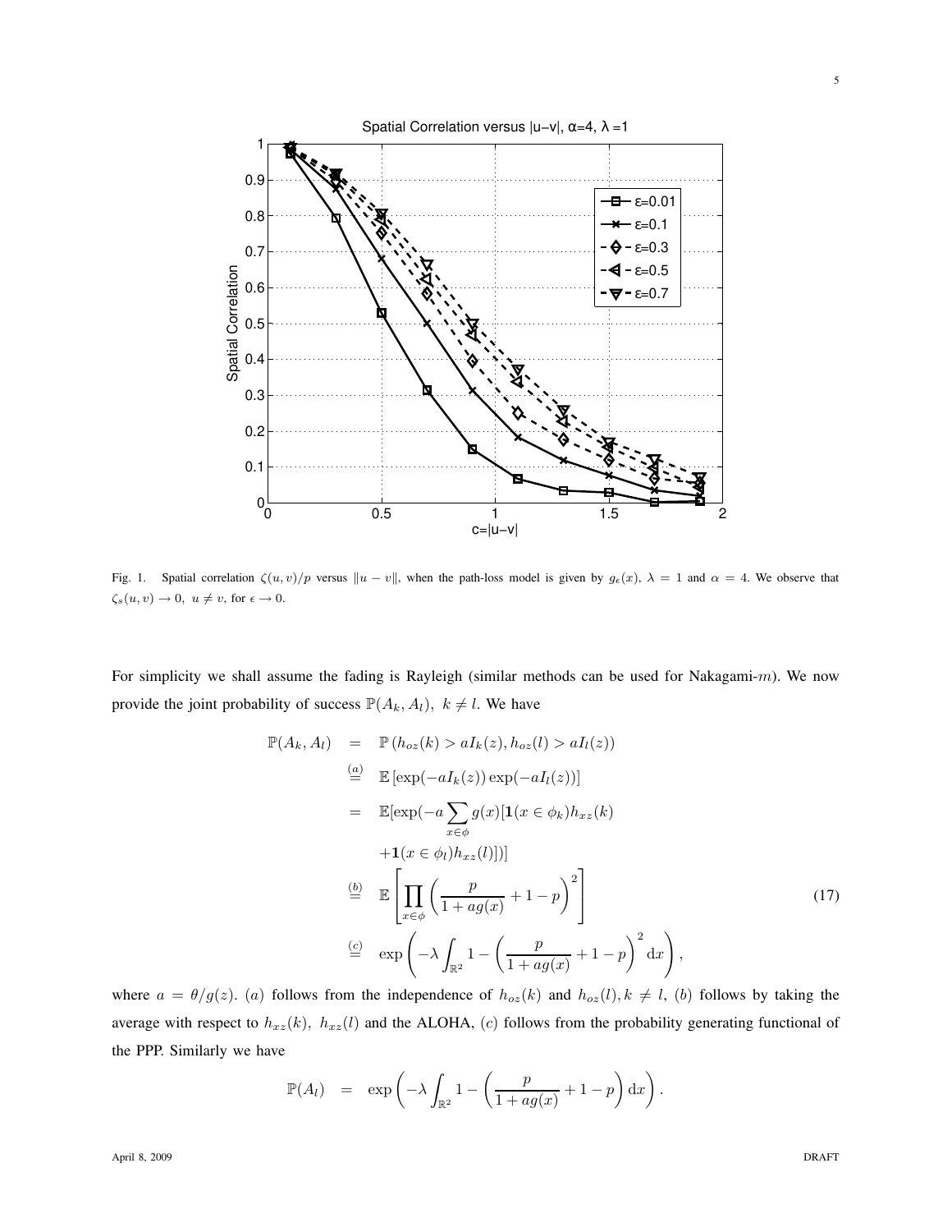Fig. 1. Spatial correlation $\zeta(u,v)/p$ versus $\|u-v\|$, when the path-loss model is given by $g_\epsilon(x)$, $\lambda = 1$ and $\alpha = 4$. We observe that $\zeta_s(u,v) \to 0,\ u \neq v$, for $\epsilon \to 0$.

For simplicity we shall assume the fading is Rayleigh (similar methods can be used for Nakagami-$m$). We now provide the joint probability of success $\mathbb{P}(A_k, A_l),\ k \neq l$. We have

$$
\begin{aligned}
\mathbb{P}(A_k, A_l) &= \mathbb{P}\left(h_{oz}(k) > aI_k(z), h_{oz}(l) > aI_l(z)\right) \\
&\overset{(a)}{=} \mathbb{E}\left[\exp(-aI_k(z))\exp(-aI_l(z))\right] \\
&= \mathbb{E}[\exp(-a\sum_{x\in\phi} g(x)[\mathbf{1}(x\in\phi_k)h_{xz}(k) \\
&\quad +\mathbf{1}(x\in\phi_l)h_{xz}(l)])] \\
&\overset{(b)}{=} \mathbb{E}\left[\prod_{x\in\phi}\left(\frac{p}{1+ag(x)} + 1 - p\right)^2\right] \\
&\overset{(c)}{=} \exp\left(-\lambda\int_{\mathbb{R}^2} 1 - \left(\frac{p}{1+ag(x)} + 1 - p\right)^2 \mathrm{d}x\right),
\end{aligned}
\tag{17}
$$

where $a = \theta/g(z)$. $(a)$ follows from the independence of $h_{oz}(k)$ and $h_{oz}(l), k \neq l$, $(b)$ follows by taking the average with respect to $h_{xz}(k),\ h_{xz}(l)$ and the ALOHA, $(c)$ follows from the probability generating functional of the PPP. Similarly we have

$$
\mathbb{P}(A_l) = \exp\left(-\lambda\int_{\mathbb{R}^2} 1 - \left(\frac{p}{1+ag(x)} + 1 - p\right)\mathrm{d}x\right).
$$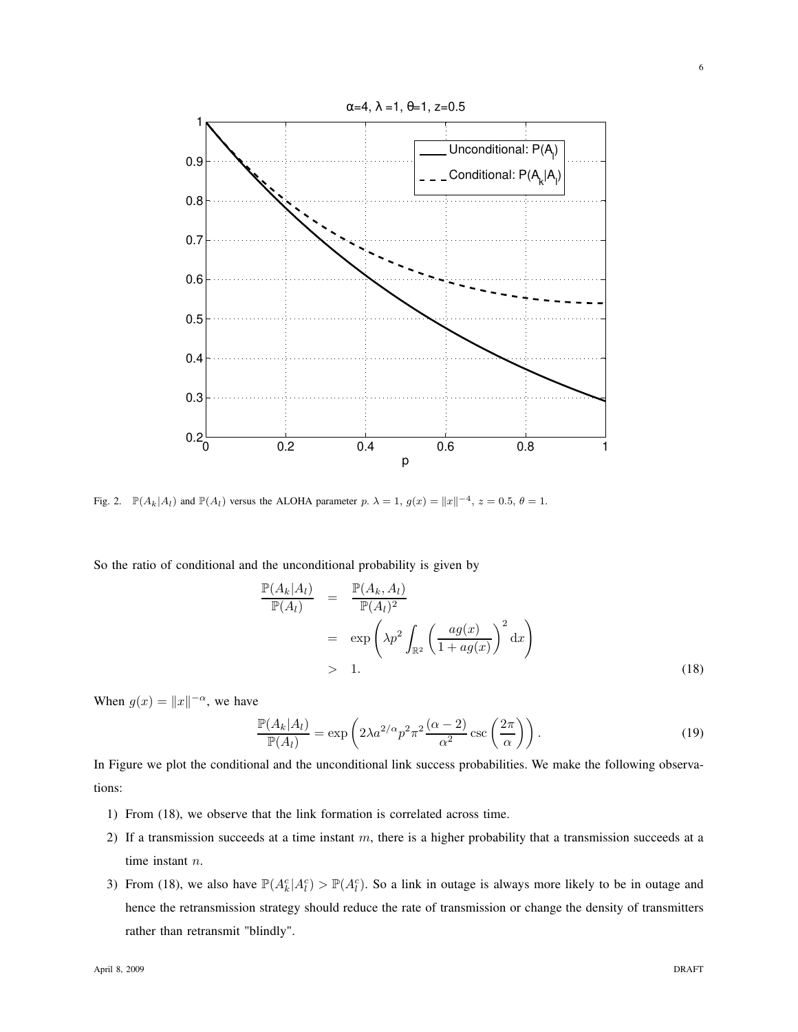Fig. 2. $\mathbb{P}(A_k|A_l)$ and $\mathbb{P}(A_l)$ versus the ALOHA parameter $p$. $\lambda = 1$, $g(x) = \|x\|^{-4}$, $z = 0.5$, $\theta = 1$.

So the ratio of conditional and the unconditional probability is given by

$$
\begin{aligned}
\frac{\mathbb{P}(A_k|A_l)}{\mathbb{P}(A_l)} &= \frac{\mathbb{P}(A_k, A_l)}{\mathbb{P}(A_l)^2} \\
&= \exp\left(\lambda p^2 \int_{\mathbb{R}^2} \left(\frac{ag(x)}{1+ag(x)}\right)^2 \mathrm{d}x\right) \\
&> 1. \qquad (18)
\end{aligned}
$$

When $g(x) = \|x\|^{-\alpha}$, we have

$$
\frac{\mathbb{P}(A_k|A_l)}{\mathbb{P}(A_l)} = \exp\left(2\lambda a^{2/\alpha} p^2 \pi^2 \frac{(\alpha-2)}{\alpha^2} \csc\left(\frac{2\pi}{\alpha}\right)\right). \qquad (19)
$$

In Figure we plot the conditional and the unconditional link success probabilities. We make the following observations:

1) From (18), we observe that the link formation is correlated across time.
2) If a transmission succeeds at a time instant $m$, there is a higher probability that a transmission succeeds at a time instant $n$.
3) From (18), we also have $\mathbb{P}(A_k^c|A_l^c) > \mathbb{P}(A_l^c)$. So a link in outage is always more likely to be in outage and hence the retransmission strategy should reduce the rate of transmission or change the density of transmitters rather than retransmit "blindly".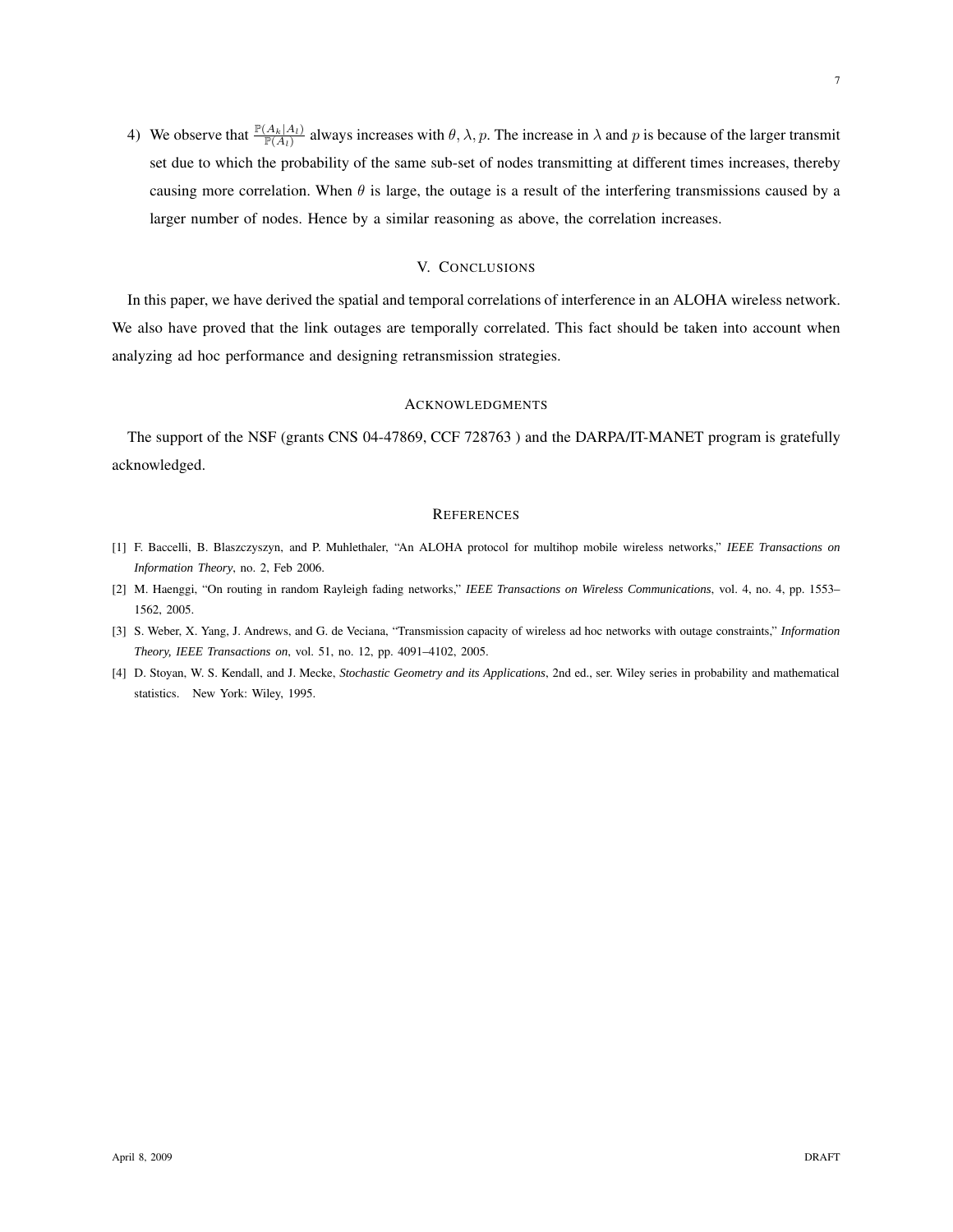4) We observe that $\frac{\mathbb{P}(A_k|A_l)}{\mathbb{P}(A_l)}$ always increases with $\theta, \lambda, p$. The increase in $\lambda$ and $p$ is because of the larger transmit set due to which the probability of the same sub-set of nodes transmitting at different times increases, thereby causing more correlation. When $\theta$ is large, the outage is a result of the interfering transmissions caused by a larger number of nodes. Hence by a similar reasoning as above, the correlation increases.

## V. Conclusions

In this paper, we have derived the spatial and temporal correlations of interference in an ALOHA wireless network. We also have proved that the link outages are temporally correlated. This fact should be taken into account when analyzing ad hoc performance and designing retransmission strategies.

## Acknowledgments

The support of the NSF (grants CNS 04-47869, CCF 728763 ) and the DARPA/IT-MANET program is gratefully acknowledged.

## References

[1] F. Baccelli, B. Blaszczyszyn, and P. Muhlethaler, "An ALOHA protocol for multihop mobile wireless networks," *IEEE Transactions on Information Theory*, no. 2, Feb 2006.

[2] M. Haenggi, "On routing in random Rayleigh fading networks," *IEEE Transactions on Wireless Communications*, vol. 4, no. 4, pp. 1553–1562, 2005.

[3] S. Weber, X. Yang, J. Andrews, and G. de Veciana, "Transmission capacity of wireless ad hoc networks with outage constraints," *Information Theory, IEEE Transactions on*, vol. 51, no. 12, pp. 4091–4102, 2005.

[4] D. Stoyan, W. S. Kendall, and J. Mecke, *Stochastic Geometry and its Applications*, 2nd ed., ser. Wiley series in probability and mathematical statistics. New York: Wiley, 1995.